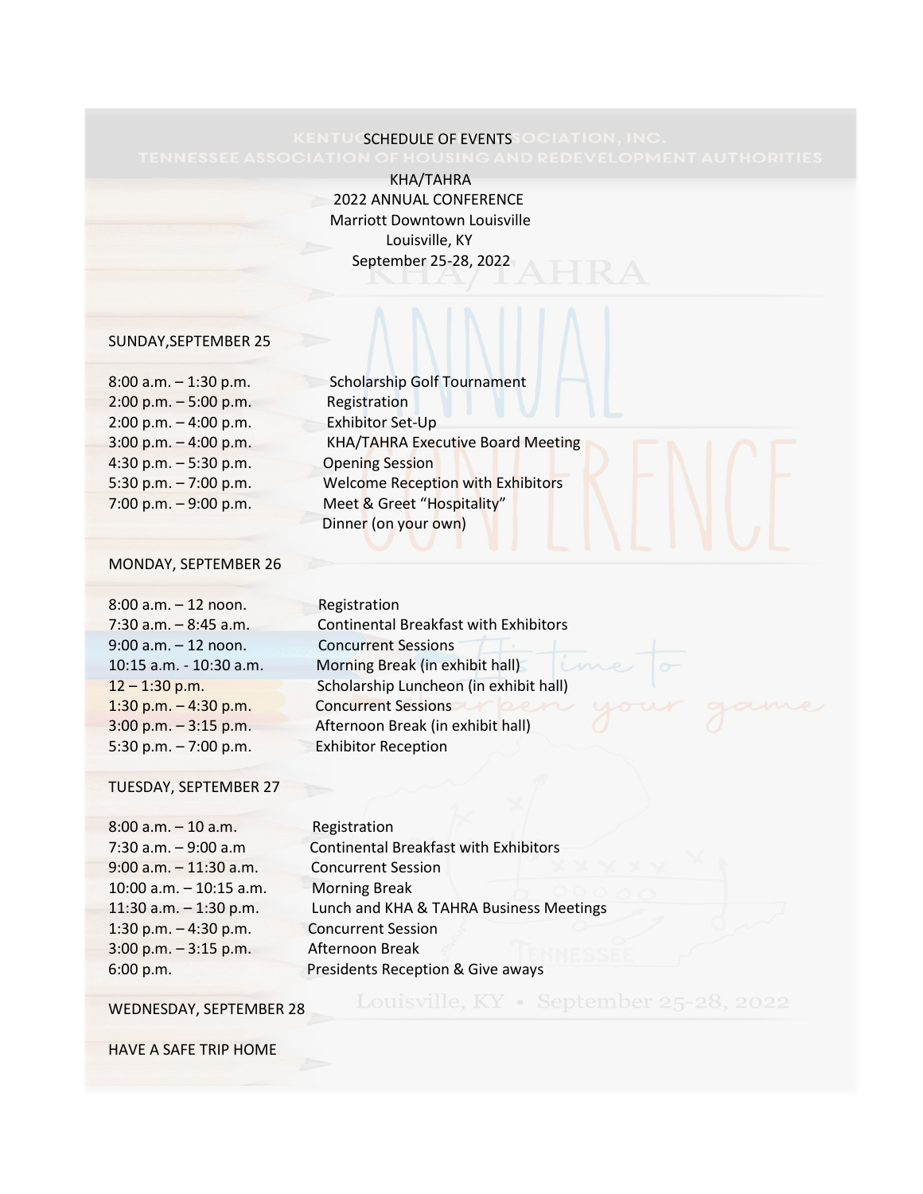# SCHEDULE OF EVENTS

KHA/TAHRA
2022 ANNUAL CONFERENCE
Marriott Downtown Louisville
Louisville, KY
September 25-28, 2022

## SUNDAY,SEPTEMBER 25

| | |
|---|---|
| 8:00 a.m. – 1:30 p.m. | Scholarship Golf Tournament |
| 2:00 p.m. – 5:00 p.m. | Registration |
| 2:00 p.m. – 4:00 p.m. | Exhibitor Set-Up |
| 3:00 p.m. – 4:00 p.m. | KHA/TAHRA Executive Board Meeting |
| 4:30 p.m. – 5:30 p.m. | Opening Session |
| 5:30 p.m. – 7:00 p.m. | Welcome Reception with Exhibitors |
| 7:00 p.m. – 9:00 p.m. | Meet & Greet "Hospitality" |
| | Dinner (on your own) |

## MONDAY, SEPTEMBER 26

| | |
|---|---|
| 8:00 a.m. – 12 noon. | Registration |
| 7:30 a.m. – 8:45 a.m. | Continental Breakfast with Exhibitors |
| 9:00 a.m. – 12 noon. | Concurrent Sessions |
| 10:15 a.m. - 10:30 a.m. | Morning Break (in exhibit hall) |
| 12 – 1:30 p.m. | Scholarship Luncheon (in exhibit hall) |
| 1:30 p.m. – 4:30 p.m. | Concurrent Sessions |
| 3:00 p.m. – 3:15 p.m. | Afternoon Break (in exhibit hall) |
| 5:30 p.m. – 7:00 p.m. | Exhibitor Reception |

## TUESDAY, SEPTEMBER 27

| | |
|---|---|
| 8:00 a.m. – 10 a.m. | Registration |
| 7:30 a.m. – 9:00 a.m | Continental Breakfast with Exhibitors |
| 9:00 a.m. – 11:30 a.m. | Concurrent Session |
| 10:00 a.m. – 10:15 a.m. | Morning Break |
| 11:30 a.m. – 1:30 p.m. | Lunch and KHA & TAHRA Business Meetings |
| 1:30 p.m. – 4:30 p.m. | Concurrent Session |
| 3:00 p.m. – 3:15 p.m. | Afternoon Break |
| 6:00 p.m. | Presidents Reception & Give aways |

## WEDNESDAY, SEPTEMBER 28

HAVE A SAFE TRIP HOME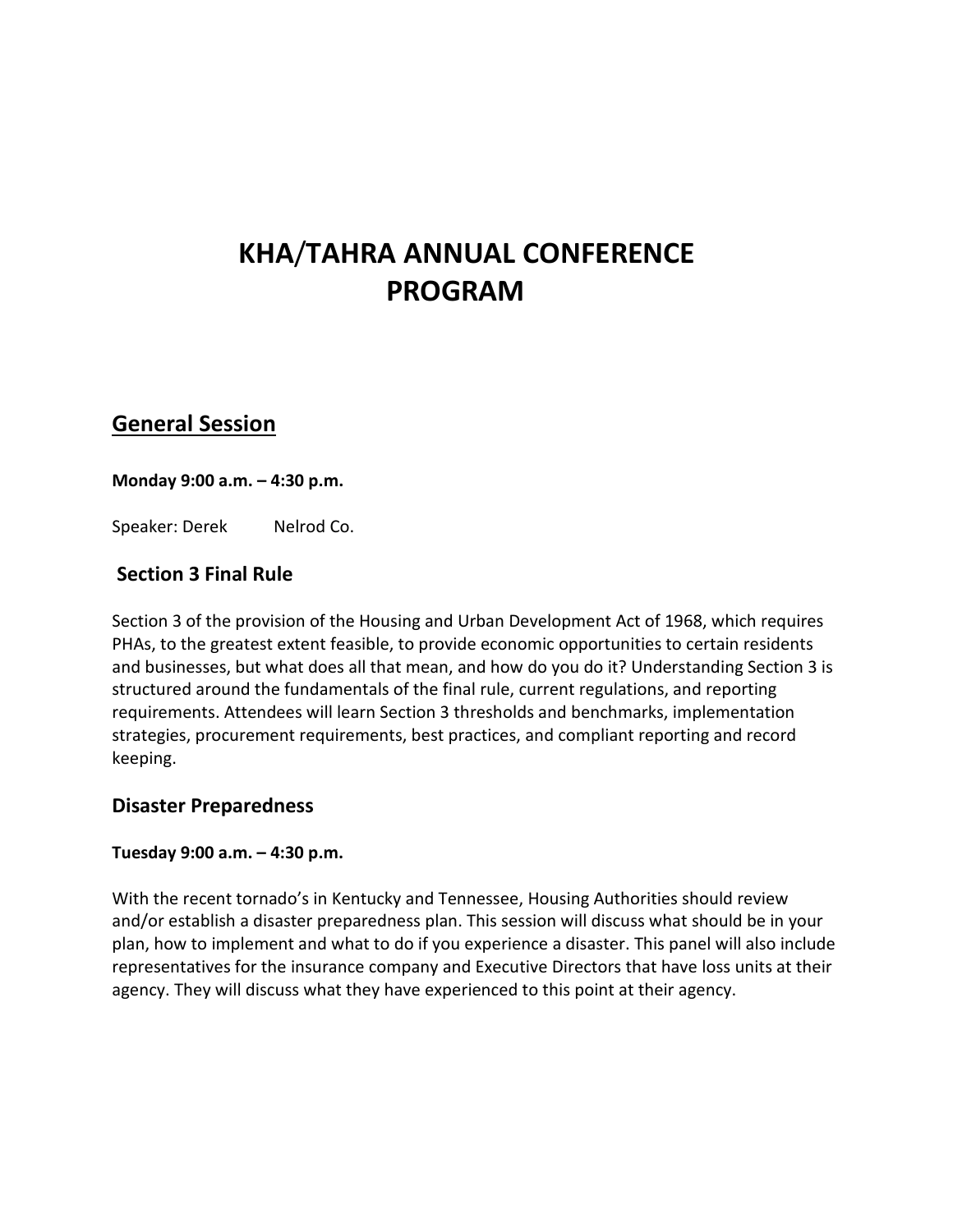# KHA/TAHRA ANNUAL CONFERENCE PROGRAM

## General Session

**Monday 9:00 a.m. – 4:30 p.m.**

Speaker: Derek Nelrod Co.

### Section 3 Final Rule

Section 3 of the provision of the Housing and Urban Development Act of 1968, which requires PHAs, to the greatest extent feasible, to provide economic opportunities to certain residents and businesses, but what does all that mean, and how do you do it? Understanding Section 3 is structured around the fundamentals of the final rule, current regulations, and reporting requirements. Attendees will learn Section 3 thresholds and benchmarks, implementation strategies, procurement requirements, best practices, and compliant reporting and record keeping.

### Disaster Preparedness

**Tuesday 9:00 a.m. – 4:30 p.m.**

With the recent tornado's in Kentucky and Tennessee, Housing Authorities should review and/or establish a disaster preparedness plan. This session will discuss what should be in your plan, how to implement and what to do if you experience a disaster. This panel will also include representatives for the insurance company and Executive Directors that have loss units at their agency. They will discuss what they have experienced to this point at their agency.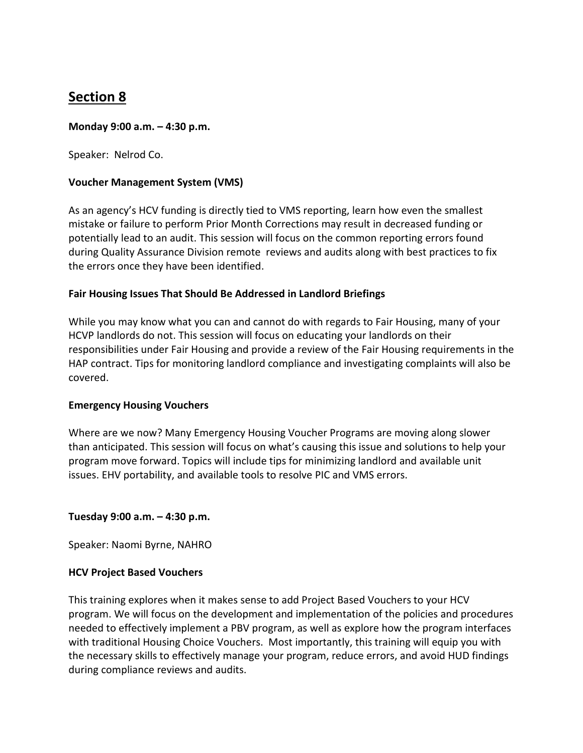## Section 8

**Monday 9:00 a.m. – 4:30 p.m.**

Speaker: Nelrod Co.

**Voucher Management System (VMS)**

As an agency's HCV funding is directly tied to VMS reporting, learn how even the smallest mistake or failure to perform Prior Month Corrections may result in decreased funding or potentially lead to an audit. This session will focus on the common reporting errors found during Quality Assurance Division remote reviews and audits along with best practices to fix the errors once they have been identified.

**Fair Housing Issues That Should Be Addressed in Landlord Briefings**

While you may know what you can and cannot do with regards to Fair Housing, many of your HCVP landlords do not. This session will focus on educating your landlords on their responsibilities under Fair Housing and provide a review of the Fair Housing requirements in the HAP contract. Tips for monitoring landlord compliance and investigating complaints will also be covered.

**Emergency Housing Vouchers**

Where are we now? Many Emergency Housing Voucher Programs are moving along slower than anticipated. This session will focus on what's causing this issue and solutions to help your program move forward. Topics will include tips for minimizing landlord and available unit issues. EHV portability, and available tools to resolve PIC and VMS errors.

**Tuesday 9:00 a.m. – 4:30 p.m.**

Speaker: Naomi Byrne, NAHRO

**HCV Project Based Vouchers**

This training explores when it makes sense to add Project Based Vouchers to your HCV program. We will focus on the development and implementation of the policies and procedures needed to effectively implement a PBV program, as well as explore how the program interfaces with traditional Housing Choice Vouchers. Most importantly, this training will equip you with the necessary skills to effectively manage your program, reduce errors, and avoid HUD findings during compliance reviews and audits.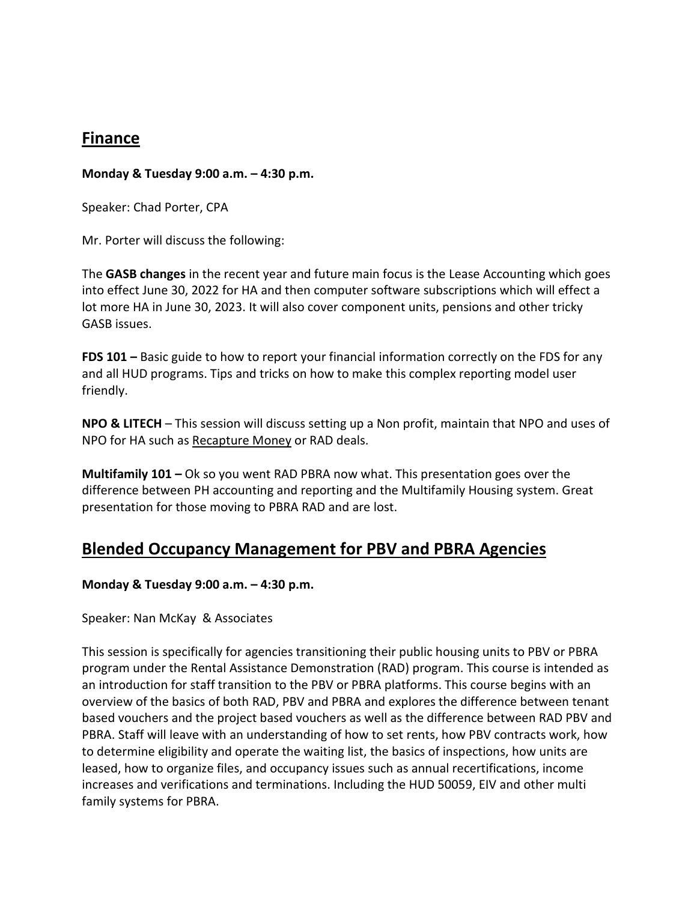## Finance

**Monday & Tuesday 9:00 a.m. – 4:30 p.m.**

Speaker: Chad Porter, CPA

Mr. Porter will discuss the following:

The **GASB changes** in the recent year and future main focus is the Lease Accounting which goes into effect June 30, 2022 for HA and then computer software subscriptions which will effect a lot more HA in June 30, 2023. It will also cover component units, pensions and other tricky GASB issues.

**FDS 101 –** Basic guide to how to report your financial information correctly on the FDS for any and all HUD programs. Tips and tricks on how to make this complex reporting model user friendly.

**NPO & LITECH** – This session will discuss setting up a Non profit, maintain that NPO and uses of NPO for HA such as <u>Recapture Money</u> or RAD deals.

**Multifamily 101 –** Ok so you went RAD PBRA now what. This presentation goes over the difference between PH accounting and reporting and the Multifamily Housing system. Great presentation for those moving to PBRA RAD and are lost.

## Blended Occupancy Management for PBV and PBRA Agencies

**Monday & Tuesday 9:00 a.m. – 4:30 p.m.**

Speaker: Nan McKay & Associates

This session is specifically for agencies transitioning their public housing units to PBV or PBRA program under the Rental Assistance Demonstration (RAD) program. This course is intended as an introduction for staff transition to the PBV or PBRA platforms. This course begins with an overview of the basics of both RAD, PBV and PBRA and explores the difference between tenant based vouchers and the project based vouchers as well as the difference between RAD PBV and PBRA. Staff will leave with an understanding of how to set rents, how PBV contracts work, how to determine eligibility and operate the waiting list, the basics of inspections, how units are leased, how to organize files, and occupancy issues such as annual recertifications, income increases and verifications and terminations. Including the HUD 50059, EIV and other multi family systems for PBRA.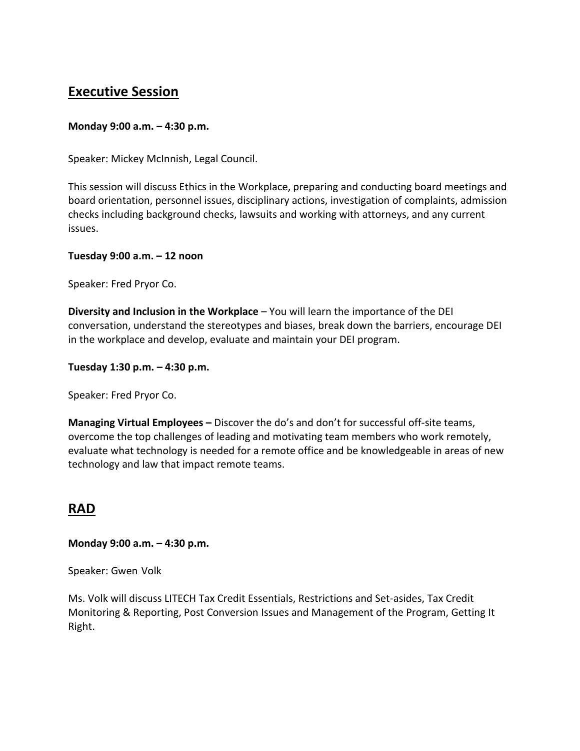## Executive Session

**Monday 9:00 a.m. – 4:30 p.m.**

Speaker: Mickey McInnish, Legal Council.

This session will discuss Ethics in the Workplace, preparing and conducting board meetings and board orientation, personnel issues, disciplinary actions, investigation of complaints, admission checks including background checks, lawsuits and working with attorneys, and any current issues.

**Tuesday 9:00 a.m. – 12 noon**

Speaker: Fred Pryor Co.

**Diversity and Inclusion in the Workplace** – You will learn the importance of the DEI conversation, understand the stereotypes and biases, break down the barriers, encourage DEI in the workplace and develop, evaluate and maintain your DEI program.

**Tuesday 1:30 p.m. – 4:30 p.m.**

Speaker: Fred Pryor Co.

**Managing Virtual Employees –** Discover the do's and don't for successful off-site teams, overcome the top challenges of leading and motivating team members who work remotely, evaluate what technology is needed for a remote office and be knowledgeable in areas of new technology and law that impact remote teams.

## RAD

**Monday 9:00 a.m. – 4:30 p.m.**

Speaker: Gwen Volk

Ms. Volk will discuss LITECH Tax Credit Essentials, Restrictions and Set-asides, Tax Credit Monitoring & Reporting, Post Conversion Issues and Management of the Program, Getting It Right.